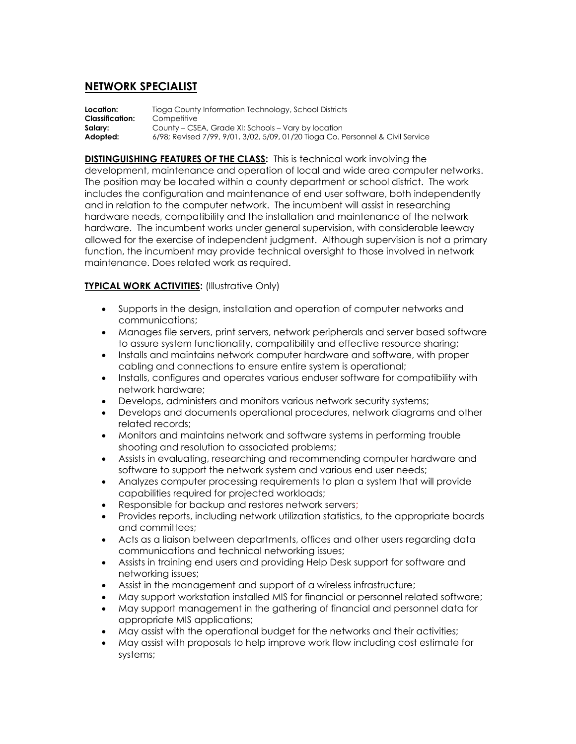## NETWORK SPECIALIST

**Location:** Tioga County Information Technology, School Districts
**Classification:** Competitive
**Salary:** County – CSEA, Grade XI; Schools – Vary by location
**Adopted:** 6/98; Revised 7/99, 9/01, 3/02, 5/09, 01/20 Tioga Co. Personnel & Civil Service

**DISTINGUISHING FEATURES OF THE CLASS:** This is technical work involving the development, maintenance and operation of local and wide area computer networks. The position may be located within a county department or school district. The work includes the configuration and maintenance of end user software, both independently and in relation to the computer network. The incumbent will assist in researching hardware needs, compatibility and the installation and maintenance of the network hardware. The incumbent works under general supervision, with considerable leeway allowed for the exercise of independent judgment. Although supervision is not a primary function, the incumbent may provide technical oversight to those involved in network maintenance. Does related work as required.

**TYPICAL WORK ACTIVITIES:** (Illustrative Only)

- Supports in the design, installation and operation of computer networks and communications;
- Manages file servers, print servers, network peripherals and server based software to assure system functionality, compatibility and effective resource sharing;
- Installs and maintains network computer hardware and software, with proper cabling and connections to ensure entire system is operational;
- Installs, configures and operates various enduser software for compatibility with network hardware;
- Develops, administers and monitors various network security systems;
- Develops and documents operational procedures, network diagrams and other related records;
- Monitors and maintains network and software systems in performing trouble shooting and resolution to associated problems;
- Assists in evaluating, researching and recommending computer hardware and software to support the network system and various end user needs;
- Analyzes computer processing requirements to plan a system that will provide capabilities required for projected workloads;
- Responsible for backup and restores network servers;
- Provides reports, including network utilization statistics, to the appropriate boards and committees;
- Acts as a liaison between departments, offices and other users regarding data communications and technical networking issues;
- Assists in training end users and providing Help Desk support for software and networking issues;
- Assist in the management and support of a wireless infrastructure;
- May support workstation installed MIS for financial or personnel related software;
- May support management in the gathering of financial and personnel data for appropriate MIS applications;
- May assist with the operational budget for the networks and their activities;
- May assist with proposals to help improve work flow including cost estimate for systems;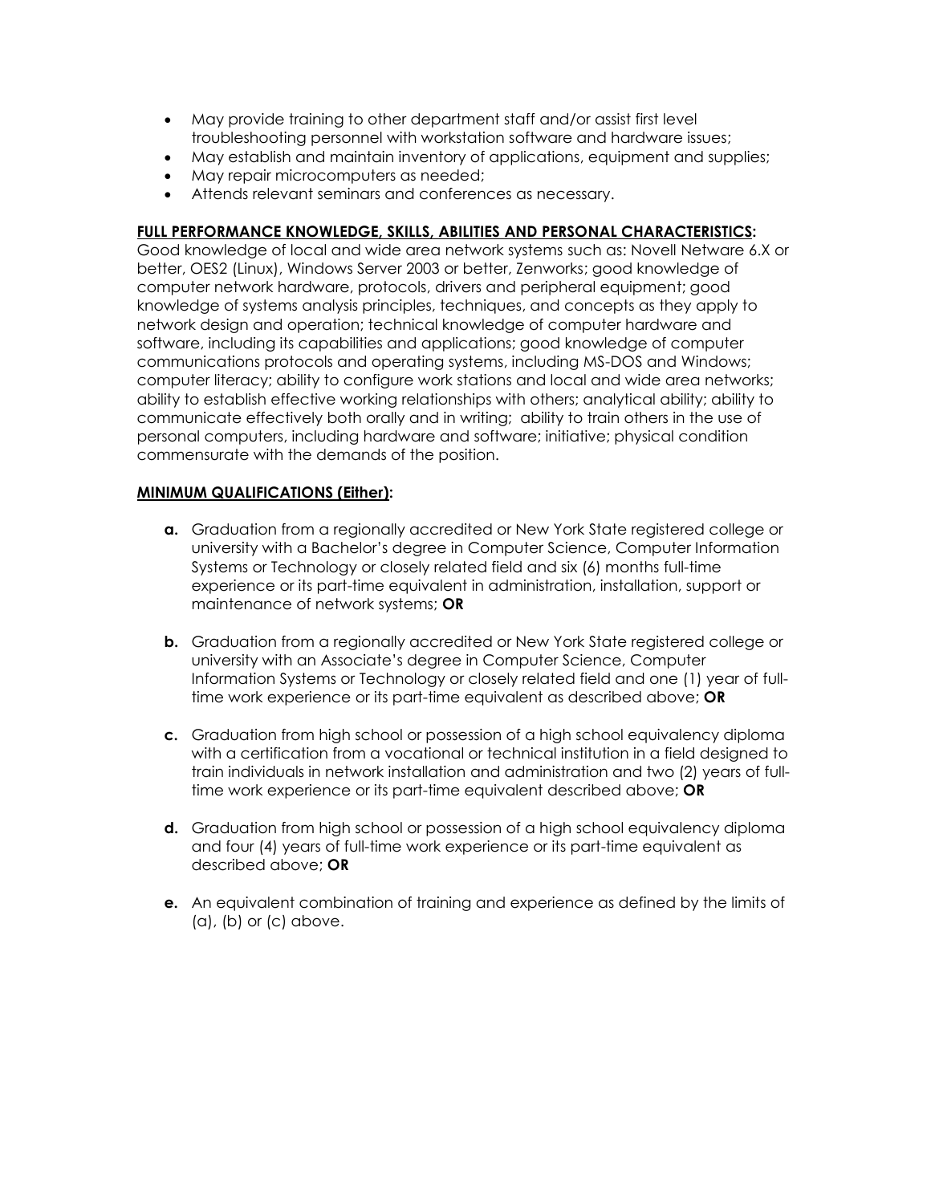- May provide training to other department staff and/or assist first level troubleshooting personnel with workstation software and hardware issues;
- May establish and maintain inventory of applications, equipment and supplies;
- May repair microcomputers as needed;
- Attends relevant seminars and conferences as necessary.

**FULL PERFORMANCE KNOWLEDGE, SKILLS, ABILITIES AND PERSONAL CHARACTERISTICS:**

Good knowledge of local and wide area network systems such as: Novell Netware 6.X or better, OES2 (Linux), Windows Server 2003 or better, Zenworks; good knowledge of computer network hardware, protocols, drivers and peripheral equipment; good knowledge of systems analysis principles, techniques, and concepts as they apply to network design and operation; technical knowledge of computer hardware and software, including its capabilities and applications; good knowledge of computer communications protocols and operating systems, including MS-DOS and Windows; computer literacy; ability to configure work stations and local and wide area networks; ability to establish effective working relationships with others; analytical ability; ability to communicate effectively both orally and in writing; ability to train others in the use of personal computers, including hardware and software; initiative; physical condition commensurate with the demands of the position.

**MINIMUM QUALIFICATIONS (Either):**

**a.** Graduation from a regionally accredited or New York State registered college or university with a Bachelor's degree in Computer Science, Computer Information Systems or Technology or closely related field and six (6) months full-time experience or its part-time equivalent in administration, installation, support or maintenance of network systems; **OR**

**b.** Graduation from a regionally accredited or New York State registered college or university with an Associate's degree in Computer Science, Computer Information Systems or Technology or closely related field and one (1) year of full-time work experience or its part-time equivalent as described above; **OR**

**c.** Graduation from high school or possession of a high school equivalency diploma with a certification from a vocational or technical institution in a field designed to train individuals in network installation and administration and two (2) years of full-time work experience or its part-time equivalent described above; **OR**

**d.** Graduation from high school or possession of a high school equivalency diploma and four (4) years of full-time work experience or its part-time equivalent as described above; **OR**

**e.** An equivalent combination of training and experience as defined by the limits of (a), (b) or (c) above.